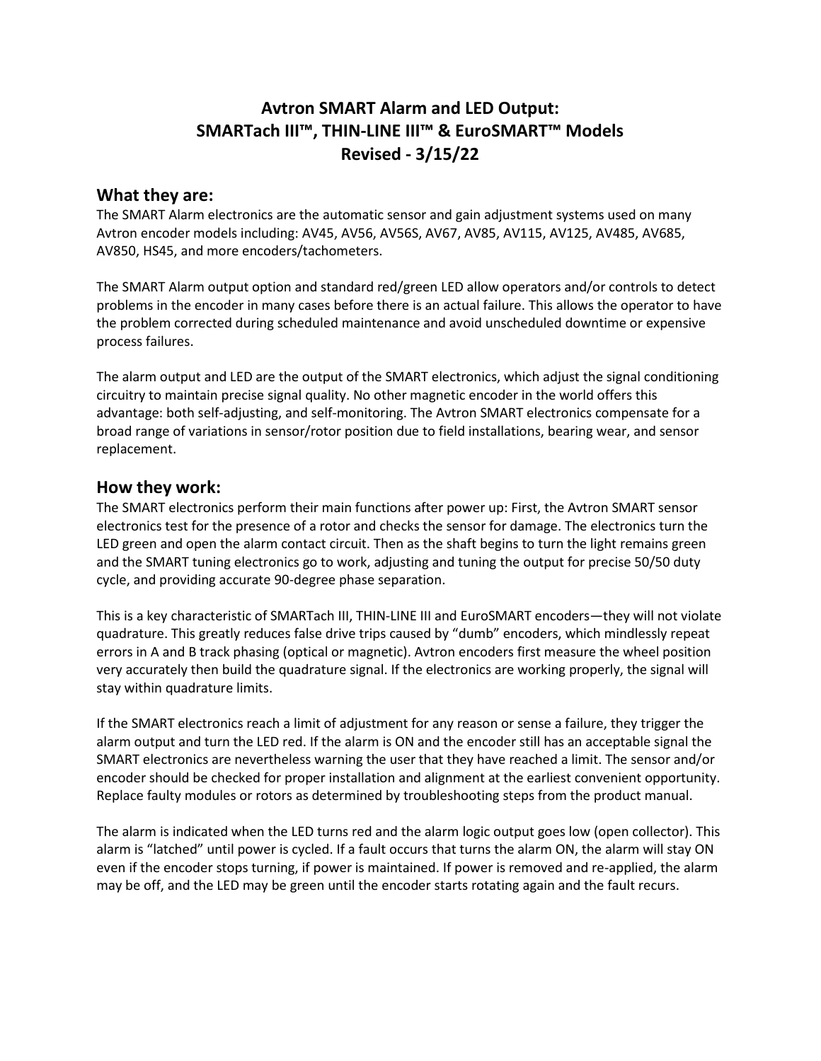# Avtron SMART Alarm and LED Output: SMARTach III™, THIN-LINE III™ & EuroSMART™ Models Revised - 3/15/22

## What they are:

The SMART Alarm electronics are the automatic sensor and gain adjustment systems used on many Avtron encoder models including: AV45, AV56, AV56S, AV67, AV85, AV115, AV125, AV485, AV685, AV850, HS45, and more encoders/tachometers.

The SMART Alarm output option and standard red/green LED allow operators and/or controls to detect problems in the encoder in many cases before there is an actual failure. This allows the operator to have the problem corrected during scheduled maintenance and avoid unscheduled downtime or expensive process failures.

The alarm output and LED are the output of the SMART electronics, which adjust the signal conditioning circuitry to maintain precise signal quality. No other magnetic encoder in the world offers this advantage: both self-adjusting, and self-monitoring. The Avtron SMART electronics compensate for a broad range of variations in sensor/rotor position due to field installations, bearing wear, and sensor replacement.

## How they work:

The SMART electronics perform their main functions after power up: First, the Avtron SMART sensor electronics test for the presence of a rotor and checks the sensor for damage. The electronics turn the LED green and open the alarm contact circuit. Then as the shaft begins to turn the light remains green and the SMART tuning electronics go to work, adjusting and tuning the output for precise 50/50 duty cycle, and providing accurate 90-degree phase separation.

This is a key characteristic of SMARTach III, THIN-LINE III and EuroSMART encoders—they will not violate quadrature. This greatly reduces false drive trips caused by "dumb" encoders, which mindlessly repeat errors in A and B track phasing (optical or magnetic). Avtron encoders first measure the wheel position very accurately then build the quadrature signal. If the electronics are working properly, the signal will stay within quadrature limits.

If the SMART electronics reach a limit of adjustment for any reason or sense a failure, they trigger the alarm output and turn the LED red. If the alarm is ON and the encoder still has an acceptable signal the SMART electronics are nevertheless warning the user that they have reached a limit. The sensor and/or encoder should be checked for proper installation and alignment at the earliest convenient opportunity. Replace faulty modules or rotors as determined by troubleshooting steps from the product manual.

The alarm is indicated when the LED turns red and the alarm logic output goes low (open collector). This alarm is "latched" until power is cycled. If a fault occurs that turns the alarm ON, the alarm will stay ON even if the encoder stops turning, if power is maintained. If power is removed and re-applied, the alarm may be off, and the LED may be green until the encoder starts rotating again and the fault recurs.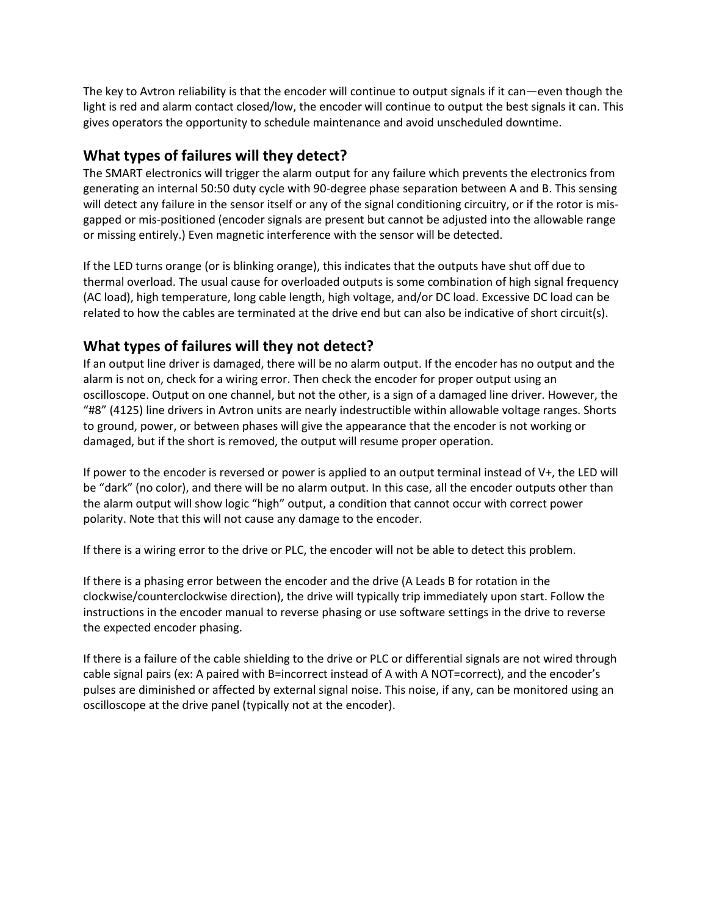The key to Avtron reliability is that the encoder will continue to output signals if it can—even though the light is red and alarm contact closed/low, the encoder will continue to output the best signals it can. This gives operators the opportunity to schedule maintenance and avoid unscheduled downtime.

## What types of failures will they detect?

The SMART electronics will trigger the alarm output for any failure which prevents the electronics from generating an internal 50:50 duty cycle with 90-degree phase separation between A and B. This sensing will detect any failure in the sensor itself or any of the signal conditioning circuitry, or if the rotor is mis-gapped or mis-positioned (encoder signals are present but cannot be adjusted into the allowable range or missing entirely.) Even magnetic interference with the sensor will be detected.

If the LED turns orange (or is blinking orange), this indicates that the outputs have shut off due to thermal overload. The usual cause for overloaded outputs is some combination of high signal frequency (AC load), high temperature, long cable length, high voltage, and/or DC load. Excessive DC load can be related to how the cables are terminated at the drive end but can also be indicative of short circuit(s).

## What types of failures will they not detect?

If an output line driver is damaged, there will be no alarm output. If the encoder has no output and the alarm is not on, check for a wiring error. Then check the encoder for proper output using an oscilloscope. Output on one channel, but not the other, is a sign of a damaged line driver. However, the "#8" (4125) line drivers in Avtron units are nearly indestructible within allowable voltage ranges. Shorts to ground, power, or between phases will give the appearance that the encoder is not working or damaged, but if the short is removed, the output will resume proper operation.

If power to the encoder is reversed or power is applied to an output terminal instead of V+, the LED will be "dark" (no color), and there will be no alarm output. In this case, all the encoder outputs other than the alarm output will show logic "high" output, a condition that cannot occur with correct power polarity. Note that this will not cause any damage to the encoder.

If there is a wiring error to the drive or PLC, the encoder will not be able to detect this problem.

If there is a phasing error between the encoder and the drive (A Leads B for rotation in the clockwise/counterclockwise direction), the drive will typically trip immediately upon start. Follow the instructions in the encoder manual to reverse phasing or use software settings in the drive to reverse the expected encoder phasing.

If there is a failure of the cable shielding to the drive or PLC or differential signals are not wired through cable signal pairs (ex: A paired with B=incorrect instead of A with A NOT=correct), and the encoder's pulses are diminished or affected by external signal noise. This noise, if any, can be monitored using an oscilloscope at the drive panel (typically not at the encoder).